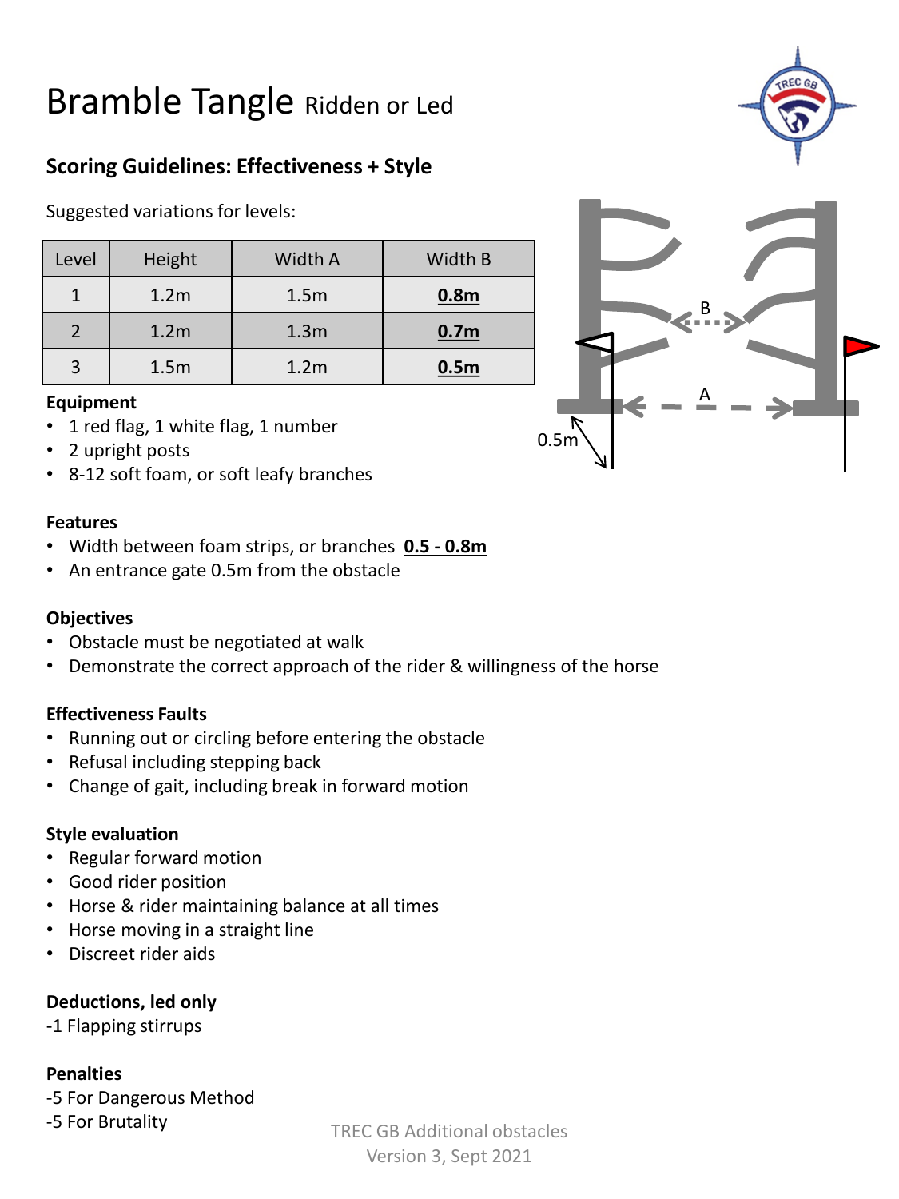# Bramble Tangle Ridden or Led

## Scoring Guidelines: Effectiveness + Style

Suggested variations for levels:

| Level | Height | Width A | Width B |
|---|---|---|---|
| 1 | 1.2m | 1.5m | **0.8m** |
| 2 | 1.2m | 1.3m | **0.7m** |
| 3 | 1.5m | 1.2m | **0.5m** |

**Equipment**

- 1 red flag, 1 white flag, 1 number
- 2 upright posts
- 8-12 soft foam, or soft leafy branches

**Features**

- Width between foam strips, or branches **0.5 - 0.8m**
- An entrance gate 0.5m from the obstacle

**Objectives**

- Obstacle must be negotiated at walk
- Demonstrate the correct approach of the rider & willingness of the horse

**Effectiveness Faults**

- Running out or circling before entering the obstacle
- Refusal including stepping back
- Change of gait, including break in forward motion

**Style evaluation**

- Regular forward motion
- Good rider position
- Horse & rider maintaining balance at all times
- Horse moving in a straight line
- Discreet rider aids

**Deductions, led only**

-1 Flapping stirrups

**Penalties**

-5 For Dangerous Method
-5 For Brutality

TREC GB Additional obstacles
Version 3, Sept 2021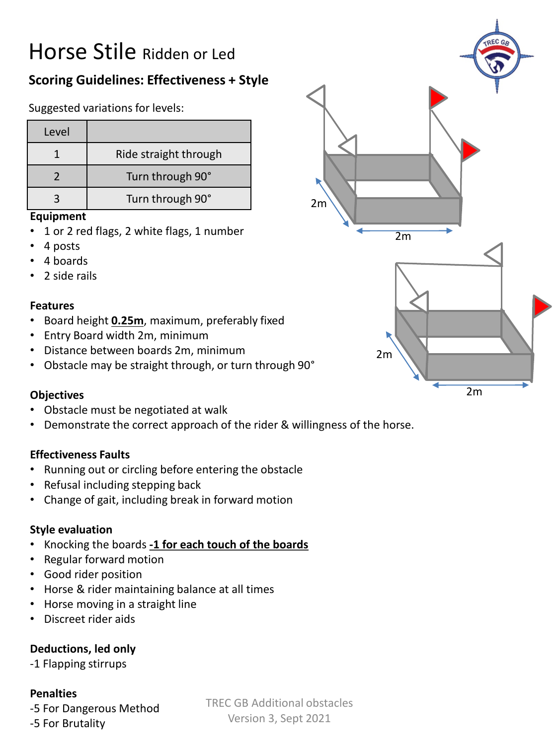# Horse Stile Ridden or Led

## Scoring Guidelines: Effectiveness + Style

Suggested variations for levels:

| Level | |
|---|---|
| 1 | Ride straight through |
| 2 | Turn through 90° |
| 3 | Turn through 90° |

**Equipment**

- 1 or 2 red flags, 2 white flags, 1 number
- 4 posts
- 4 boards
- 2 side rails

**Features**

- Board height **0.25m**, maximum, preferably fixed
- Entry Board width 2m, minimum
- Distance between boards 2m, minimum
- Obstacle may be straight through, or turn through 90°

**Objectives**

- Obstacle must be negotiated at walk
- Demonstrate the correct approach of the rider & willingness of the horse.

**Effectiveness Faults**

- Running out or circling before entering the obstacle
- Refusal including stepping back
- Change of gait, including break in forward motion

**Style evaluation**

- Knocking the boards **-1 for each touch of the boards**
- Regular forward motion
- Good rider position
- Horse & rider maintaining balance at all times
- Horse moving in a straight line
- Discreet rider aids

**Deductions, led only**

-1 Flapping stirrups

**Penalties**

-5 For Dangerous Method

-5 For Brutality

TREC GB Additional obstacles
Version 3, Sept 2021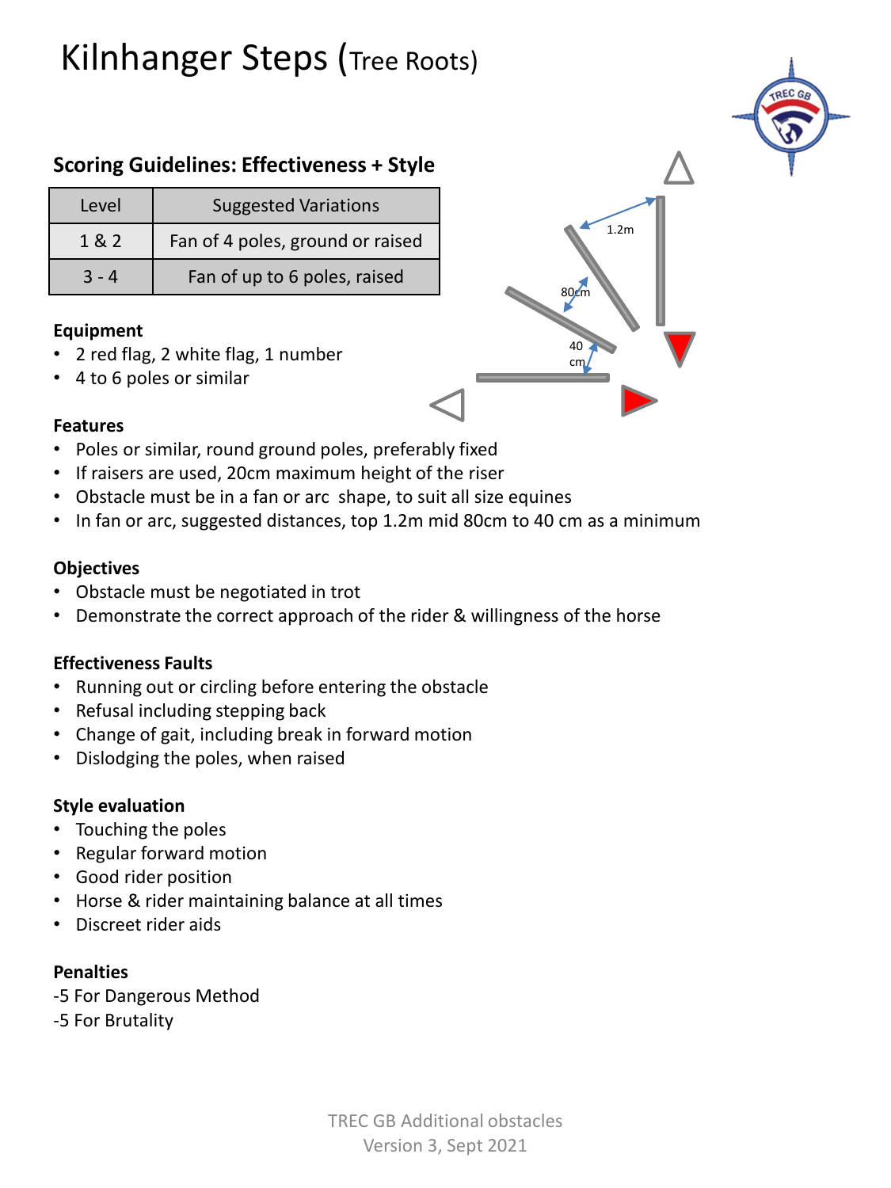# Kilnhanger Steps (Tree Roots)

## Scoring Guidelines: Effectiveness + Style

| Level | Suggested Variations |
| --- | --- |
| 1 & 2 | Fan of 4 poles, ground or raised |
| 3 - 4 | Fan of up to 6 poles, raised |

### Equipment

- 2 red flag, 2 white flag, 1 number
- 4 to 6 poles or similar

### Features

- Poles or similar, round ground poles, preferably fixed
- If raisers are used, 20cm maximum height of the riser
- Obstacle must be in a fan or arc  shape, to suit all size equines
- In fan or arc, suggested distances, top 1.2m mid 80cm to 40 cm as a minimum

### Objectives

- Obstacle must be negotiated in trot
- Demonstrate the correct approach of the rider & willingness of the horse

### Effectiveness Faults

- Running out or circling before entering the obstacle
- Refusal including stepping back
- Change of gait, including break in forward motion
- Dislodging the poles, when raised

### Style evaluation

- Touching the poles
- Regular forward motion
- Good rider position
- Horse & rider maintaining balance at all times
- Discreet rider aids

### Penalties

-5 For Dangerous Method
-5 For Brutality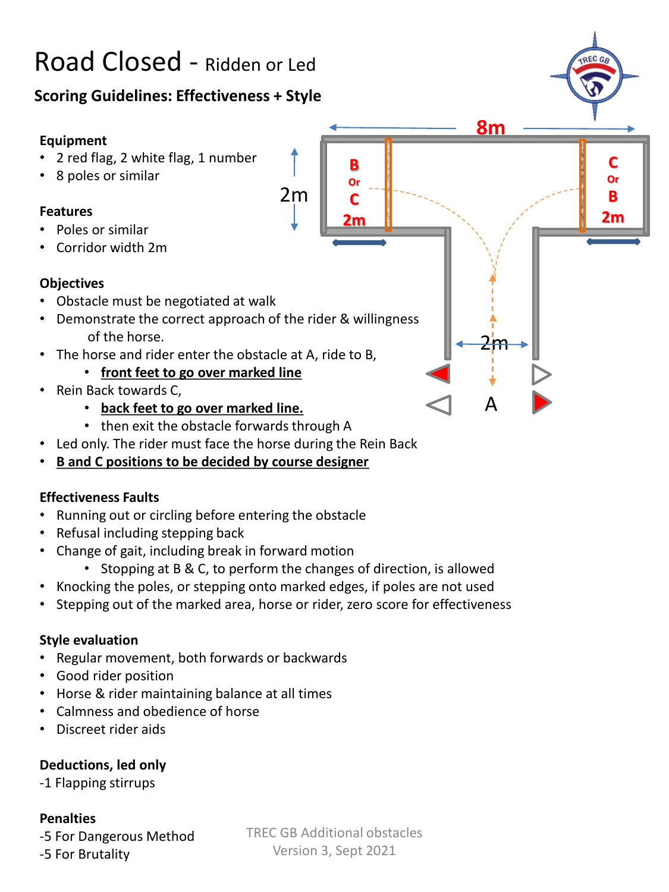# Road Closed - Ridden or Led

## Scoring Guidelines: Effectiveness + Style

**Equipment**
- 2 red flag, 2 white flag, 1 number
- 8 poles or similar

**Features**
- Poles or similar
- Corridor width 2m

**Objectives**
- Obstacle must be negotiated at walk
- Demonstrate the correct approach of the rider & willingness of the horse.
- The horse and rider enter the obstacle at A, ride to B,
  - **front feet to go over marked line**
- Rein Back towards C,
  - **back feet to go over marked line.**
  - then exit the obstacle forwards through A
- Led only. The rider must face the horse during the Rein Back
- **B and C positions to be decided by course designer**

**Effectiveness Faults**
- Running out or circling before entering the obstacle
- Refusal including stepping back
- Change of gait, including break in forward motion
  - Stopping at B & C, to perform the changes of direction, is allowed
- Knocking the poles, or stepping onto marked edges, if poles are not used
- Stepping out of the marked area, horse or rider, zero score for effectiveness

**Style evaluation**
- Regular movement, both forwards or backwards
- Good rider position
- Horse & rider maintaining balance at all times
- Calmness and obedience of horse
- Discreet rider aids

**Deductions, led only**

-1 Flapping stirrups

**Penalties**

-5 For Dangerous Method

-5 For Brutality

8m

2m

B Or C 2m

C Or B 2m

2m

A

TREC GB Additional obstacles
Version 3, Sept 2021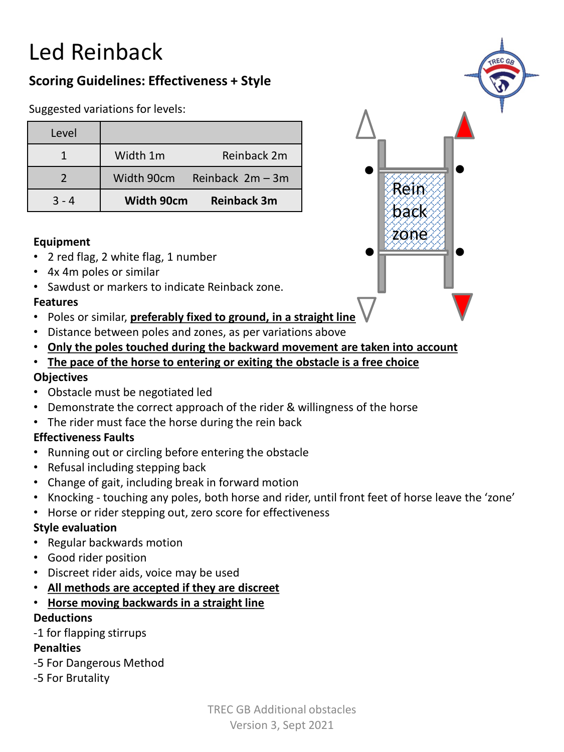# Led Reinback

## Scoring Guidelines: Effectiveness + Style

Suggested variations for levels:

| Level | | |
|---|---|---|
| 1 | Width 1m | Reinback 2m |
| 2 | Width 90cm | Reinback 2m – 3m |
| 3 - 4 | **Width 90cm** | **Reinback 3m** |

Rein back zone

**Equipment**

- 2 red flag, 2 white flag, 1 number
- 4x 4m poles or similar
- Sawdust or markers to indicate Reinback zone.

**Features**

- Poles or similar, **preferably fixed to ground, in a straight line**
- Distance between poles and zones, as per variations above
- **Only the poles touched during the backward movement are taken into account**
- **The pace of the horse to entering or exiting the obstacle is a free choice**

**Objectives**

- Obstacle must be negotiated led
- Demonstrate the correct approach of the rider & willingness of the horse
- The rider must face the horse during the rein back

**Effectiveness Faults**

- Running out or circling before entering the obstacle
- Refusal including stepping back
- Change of gait, including break in forward motion
- Knocking - touching any poles, both horse and rider, until front feet of horse leave the 'zone'
- Horse or rider stepping out, zero score for effectiveness

**Style evaluation**

- Regular backwards motion
- Good rider position
- Discreet rider aids, voice may be used
- **All methods are accepted if they are discreet**
- **Horse moving backwards in a straight line**

**Deductions**

-1 for flapping stirrups

**Penalties**

-5 For Dangerous Method

-5 For Brutality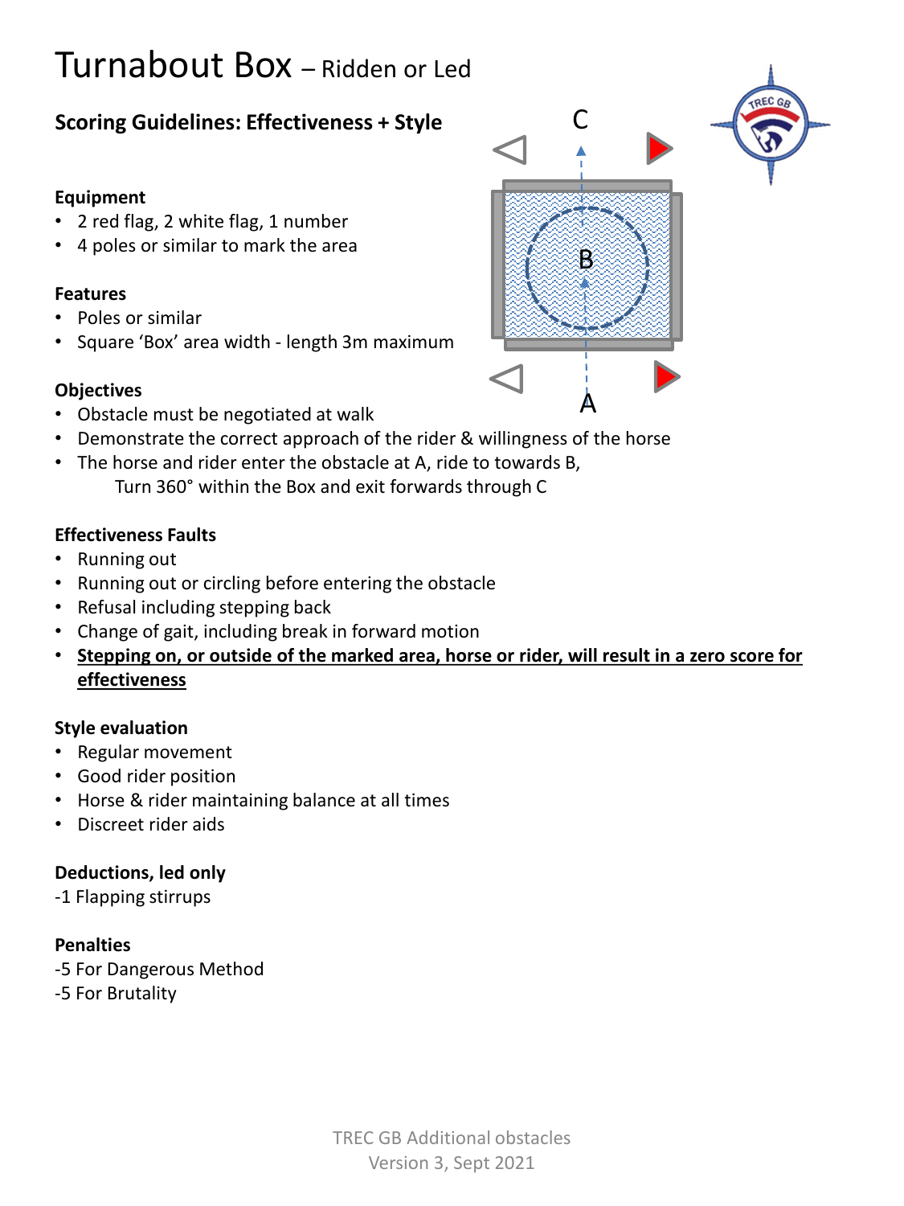# Turnabout Box – Ridden or Led

## Scoring Guidelines: Effectiveness + Style

### Equipment

- 2 red flag, 2 white flag, 1 number
- 4 poles or similar to mark the area

### Features

- Poles or similar
- Square 'Box' area width - length 3m maximum

### Objectives

- Obstacle must be negotiated at walk
- Demonstrate the correct approach of the rider & willingness of the horse
- The horse and rider enter the obstacle at A, ride to towards B,
  Turn 360° within the Box and exit forwards through C

### Effectiveness Faults

- Running out
- Running out or circling before entering the obstacle
- Refusal including stepping back
- Change of gait, including break in forward motion
- **Stepping on, or outside of the marked area, horse or rider, will result in a zero score for effectiveness**

### Style evaluation

- Regular movement
- Good rider position
- Horse & rider maintaining balance at all times
- Discreet rider aids

### Deductions, led only

-1 Flapping stirrups

### Penalties

-5 For Dangerous Method

-5 For Brutality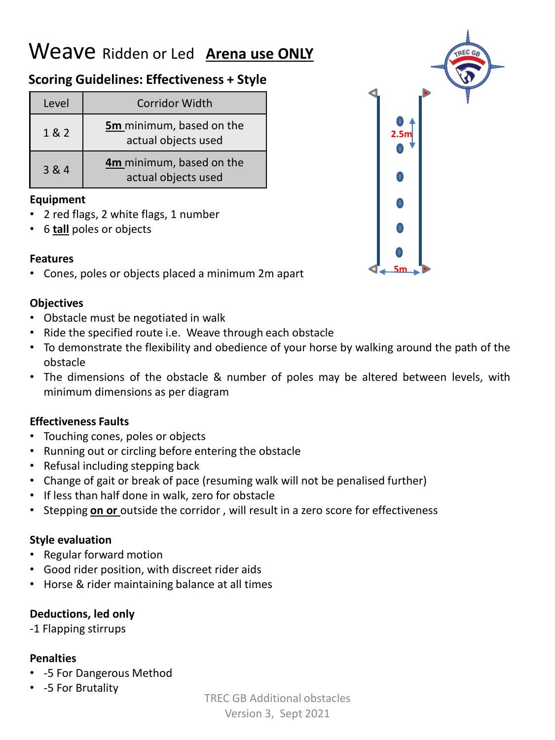# Weave Ridden or Led **Arena use ONLY**

## Scoring Guidelines: Effectiveness + Style

| Level | Corridor Width |
|---|---|
| 1 & 2 | **5m** minimum, based on the actual objects used |
| 3 & 4 | **4m** minimum, based on the actual objects used |

**Equipment**

- 2 red flags, 2 white flags, 1 number
- 6 **tall** poles or objects

**Features**

- Cones, poles or objects placed a minimum 2m apart

2.5m

5m

**Objectives**

- Obstacle must be negotiated in walk
- Ride the specified route i.e. Weave through each obstacle
- To demonstrate the flexibility and obedience of your horse by walking around the path of the obstacle
- The dimensions of the obstacle & number of poles may be altered between levels, with minimum dimensions as per diagram

**Effectiveness Faults**

- Touching cones, poles or objects
- Running out or circling before entering the obstacle
- Refusal including stepping back
- Change of gait or break of pace (resuming walk will not be penalised further)
- If less than half done in walk, zero for obstacle
- Stepping **on or** outside the corridor , will result in a zero score for effectiveness

**Style evaluation**

- Regular forward motion
- Good rider position, with discreet rider aids
- Horse & rider maintaining balance at all times

**Deductions, led only**

-1 Flapping stirrups

**Penalties**

- -5 For Dangerous Method
- -5 For Brutality

TREC GB Additional obstacles
Version 3, Sept 2021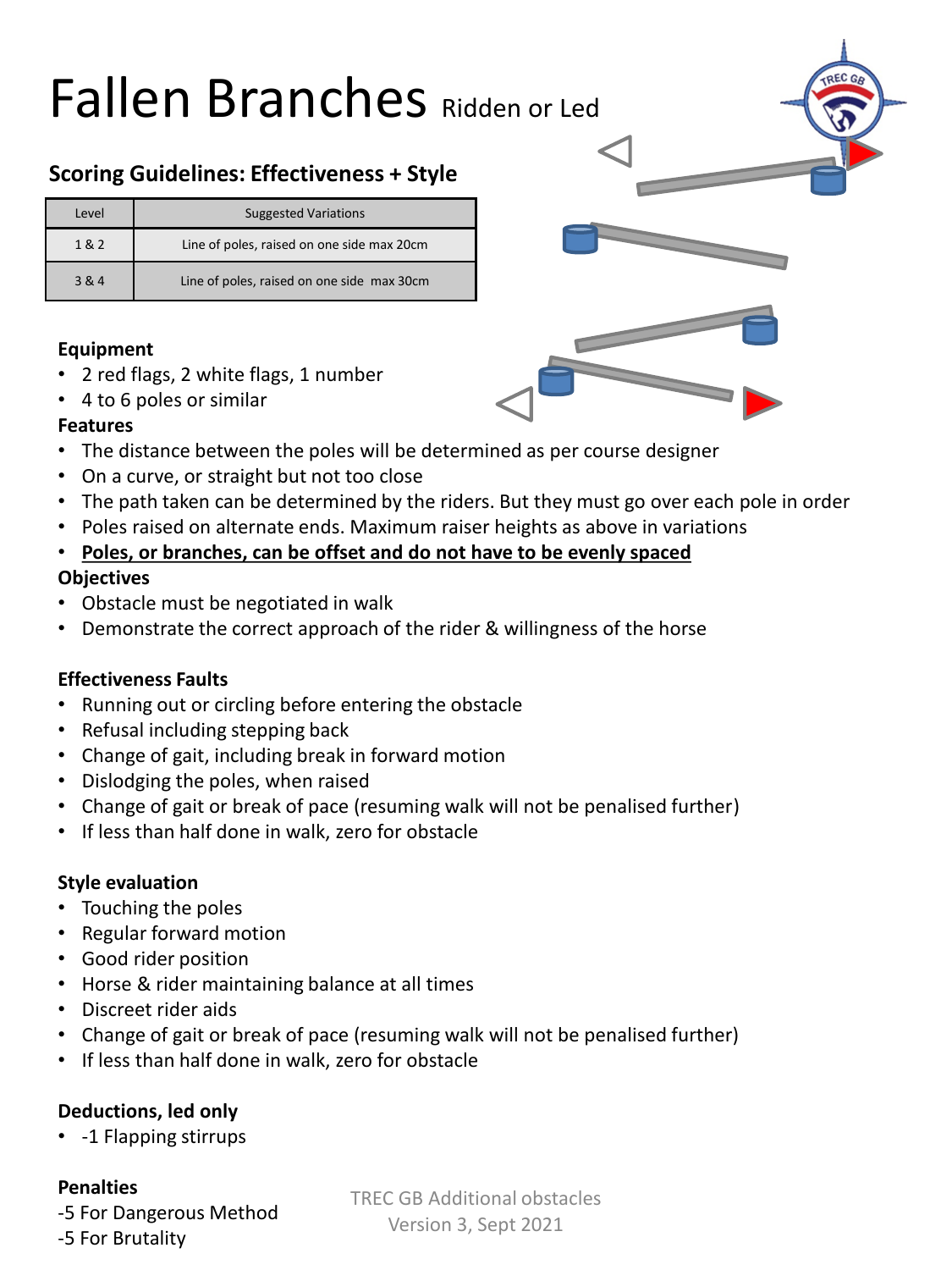# Fallen Branches Ridden or Led

## Scoring Guidelines: Effectiveness + Style

| Level | Suggested Variations |
|---|---|
| 1 & 2 | Line of poles, raised on one side max 20cm |
| 3 & 4 | Line of poles, raised on one side max 30cm |

### Equipment

- 2 red flags, 2 white flags, 1 number
- 4 to 6 poles or similar

### Features

- The distance between the poles will be determined as per course designer
- On a curve, or straight but not too close
- The path taken can be determined by the riders. But they must go over each pole in order
- Poles raised on alternate ends. Maximum raiser heights as above in variations
- **Poles, or branches, can be offset and do not have to be evenly spaced**

### Objectives

- Obstacle must be negotiated in walk
- Demonstrate the correct approach of the rider & willingness of the horse

### Effectiveness Faults

- Running out or circling before entering the obstacle
- Refusal including stepping back
- Change of gait, including break in forward motion
- Dislodging the poles, when raised
- Change of gait or break of pace (resuming walk will not be penalised further)
- If less than half done in walk, zero for obstacle

### Style evaluation

- Touching the poles
- Regular forward motion
- Good rider position
- Horse & rider maintaining balance at all times
- Discreet rider aids
- Change of gait or break of pace (resuming walk will not be penalised further)
- If less than half done in walk, zero for obstacle

### Deductions, led only

- -1 Flapping stirrups

### Penalties

-5 For Dangerous Method

-5 For Brutality

TREC GB Additional obstacles
Version 3, Sept 2021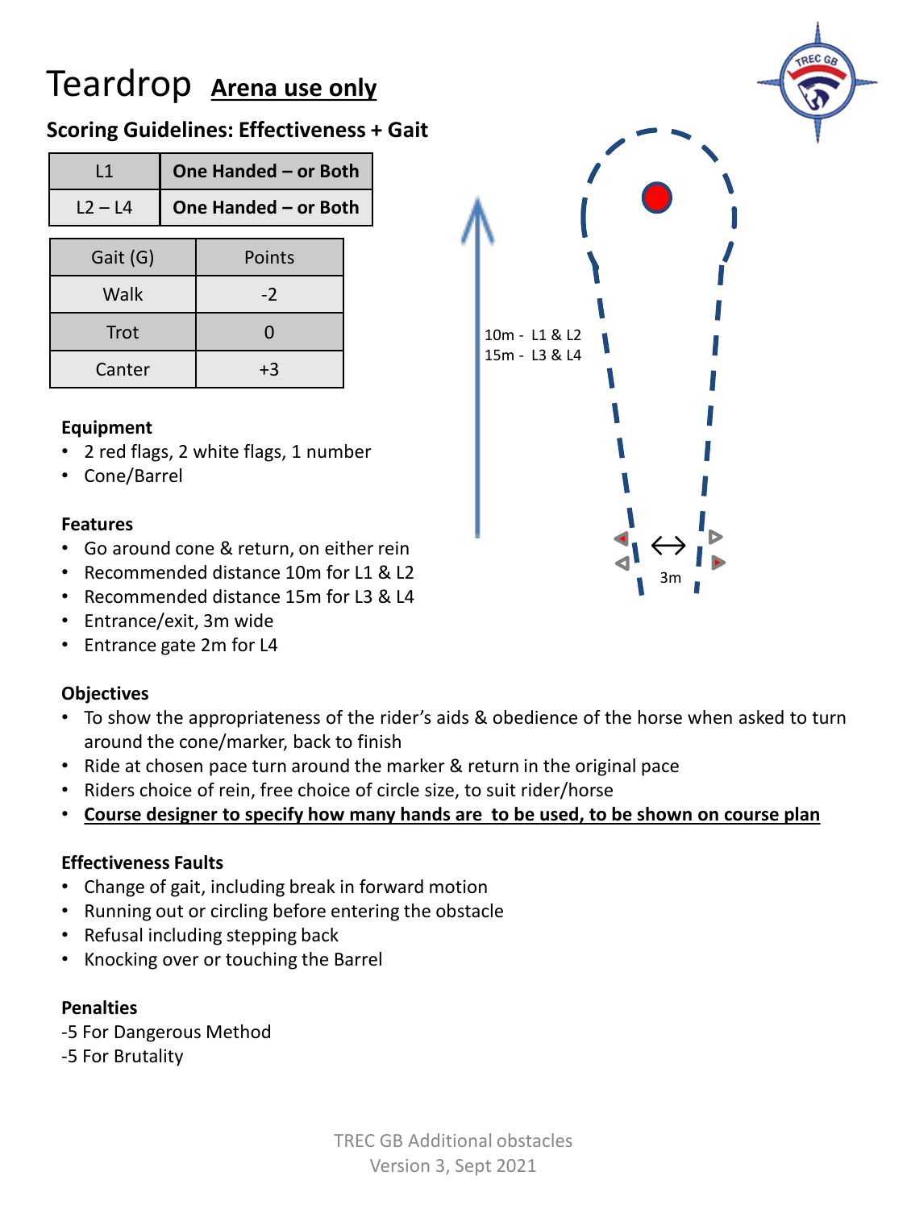# Teardrop **Arena use only**

## Scoring Guidelines: Effectiveness + Gait

| L1 | **One Handed – or Both** |
|---|---|
| L2 – L4 | **One Handed – or Both** |

| Gait (G) | Points |
|---|---|
| Walk | -2 |
| Trot | 0 |
| Canter | +3 |

10m - L1 & L2
15m - L3 & L4

3m

**Equipment**

- 2 red flags, 2 white flags, 1 number
- Cone/Barrel

**Features**

- Go around cone & return, on either rein
- Recommended distance 10m for L1 & L2
- Recommended distance 15m for L3 & L4
- Entrance/exit, 3m wide
- Entrance gate 2m for L4

**Objectives**

- To show the appropriateness of the rider's aids & obedience of the horse when asked to turn around the cone/marker, back to finish
- Ride at chosen pace turn around the marker & return in the original pace
- Riders choice of rein, free choice of circle size, to suit rider/horse
- **Course designer to specify how many hands are to be used, to be shown on course plan**

**Effectiveness Faults**

- Change of gait, including break in forward motion
- Running out or circling before entering the obstacle
- Refusal including stepping back
- Knocking over or touching the Barrel

**Penalties**

-5 For Dangerous Method
-5 For Brutality

TREC GB Additional obstacles
Version 3, Sept 2021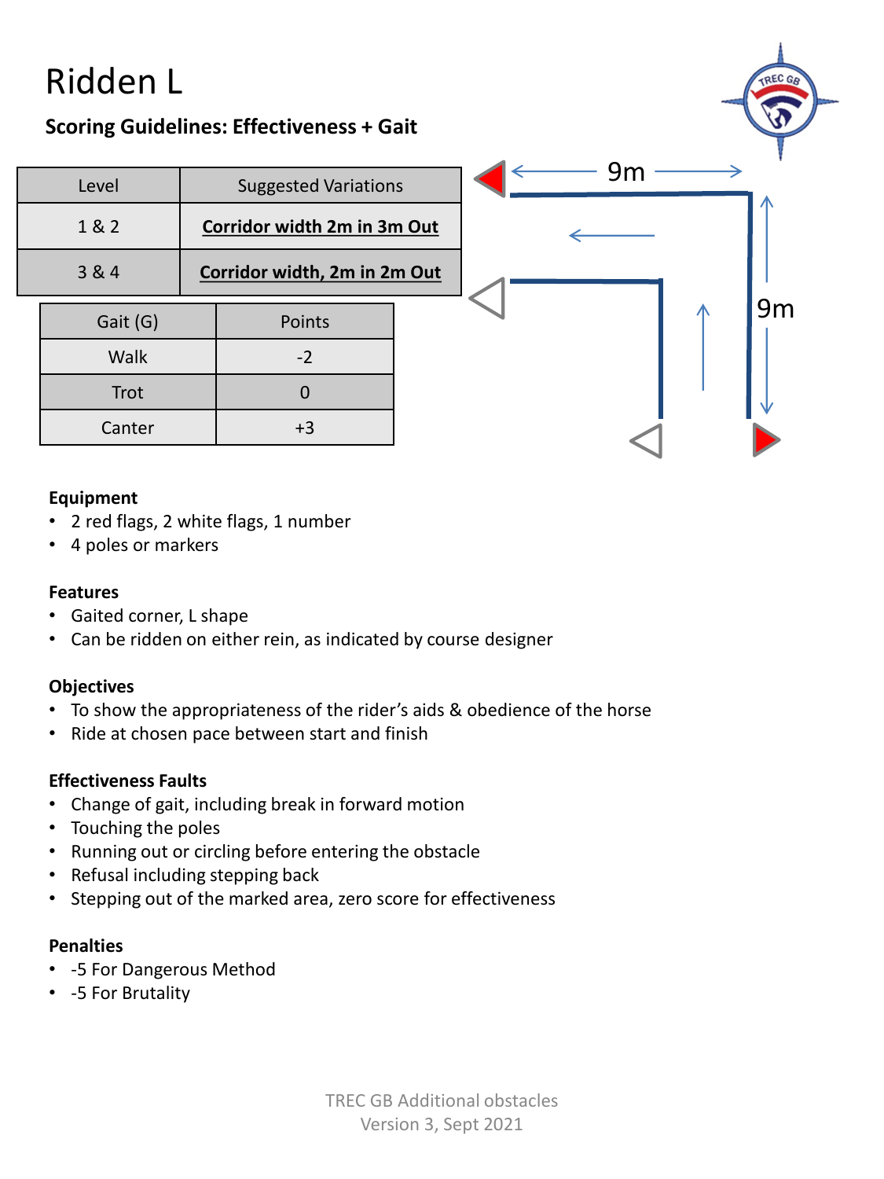# Ridden L

**Scoring Guidelines: Effectiveness + Gait**

| Level | Suggested Variations |
|---|---|
| 1 & 2 | **Corridor width 2m in 3m Out** |
| 3 & 4 | **Corridor width, 2m in 2m Out** |

| Gait (G) | Points |
|---|---|
| Walk | -2 |
| Trot | 0 |
| Canter | +3 |

9m

9m

**Equipment**

- 2 red flags, 2 white flags, 1 number
- 4 poles or markers

**Features**

- Gaited corner, L shape
- Can be ridden on either rein, as indicated by course designer

**Objectives**

- To show the appropriateness of the rider's aids & obedience of the horse
- Ride at chosen pace between start and finish

**Effectiveness Faults**

- Change of gait, including break in forward motion
- Touching the poles
- Running out or circling before entering the obstacle
- Refusal including stepping back
- Stepping out of the marked area, zero score for effectiveness

**Penalties**

- -5 For Dangerous Method
- -5 For Brutality

TREC GB Additional obstacles
Version 3, Sept 2021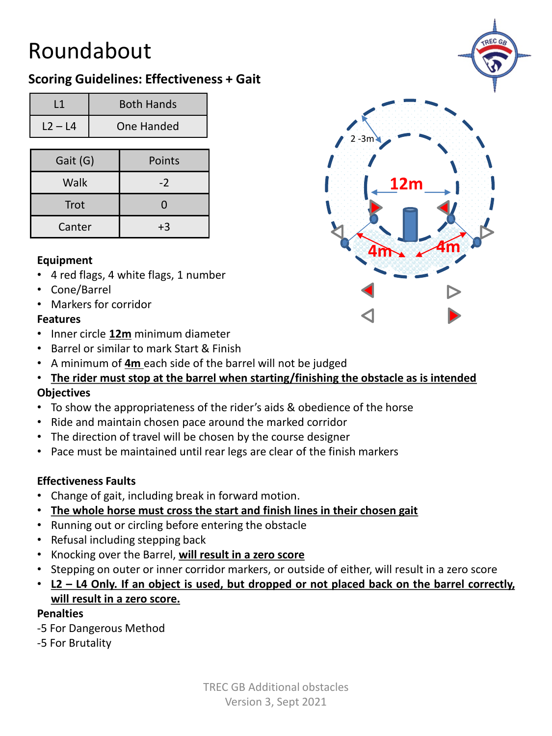# Roundabout

## Scoring Guidelines: Effectiveness + Gait

| L1 | Both Hands |
|---|---|
| L2 – L4 | One Handed |

| Gait (G) | Points |
|---|---|
| Walk | -2 |
| Trot | 0 |
| Canter | +3 |

**Equipment**

- 4 red flags, 4 white flags, 1 number
- Cone/Barrel
- Markers for corridor

**Features**

- Inner circle **12m** minimum diameter
- Barrel or similar to mark Start & Finish
- A minimum of **4m** each side of the barrel will not be judged
- **The rider must stop at the barrel when starting/finishing the obstacle as is intended**

**Objectives**

- To show the appropriateness of the rider's aids & obedience of the horse
- Ride and maintain chosen pace around the marked corridor
- The direction of travel will be chosen by the course designer
- Pace must be maintained until rear legs are clear of the finish markers

**Effectiveness Faults**

- Change of gait, including break in forward motion.
- **The whole horse must cross the start and finish lines in their chosen gait**
- Running out or circling before entering the obstacle
- Refusal including stepping back
- Knocking over the Barrel, **will result in a zero score**
- Stepping on outer or inner corridor markers, or outside of either, will result in a zero score
- **L2 – L4 Only. If an object is used, but dropped or not placed back on the barrel correctly, will result in a zero score.**

**Penalties**

-5 For Dangerous Method

-5 For Brutality

TREC GB Additional obstacles
Version 3, Sept 2021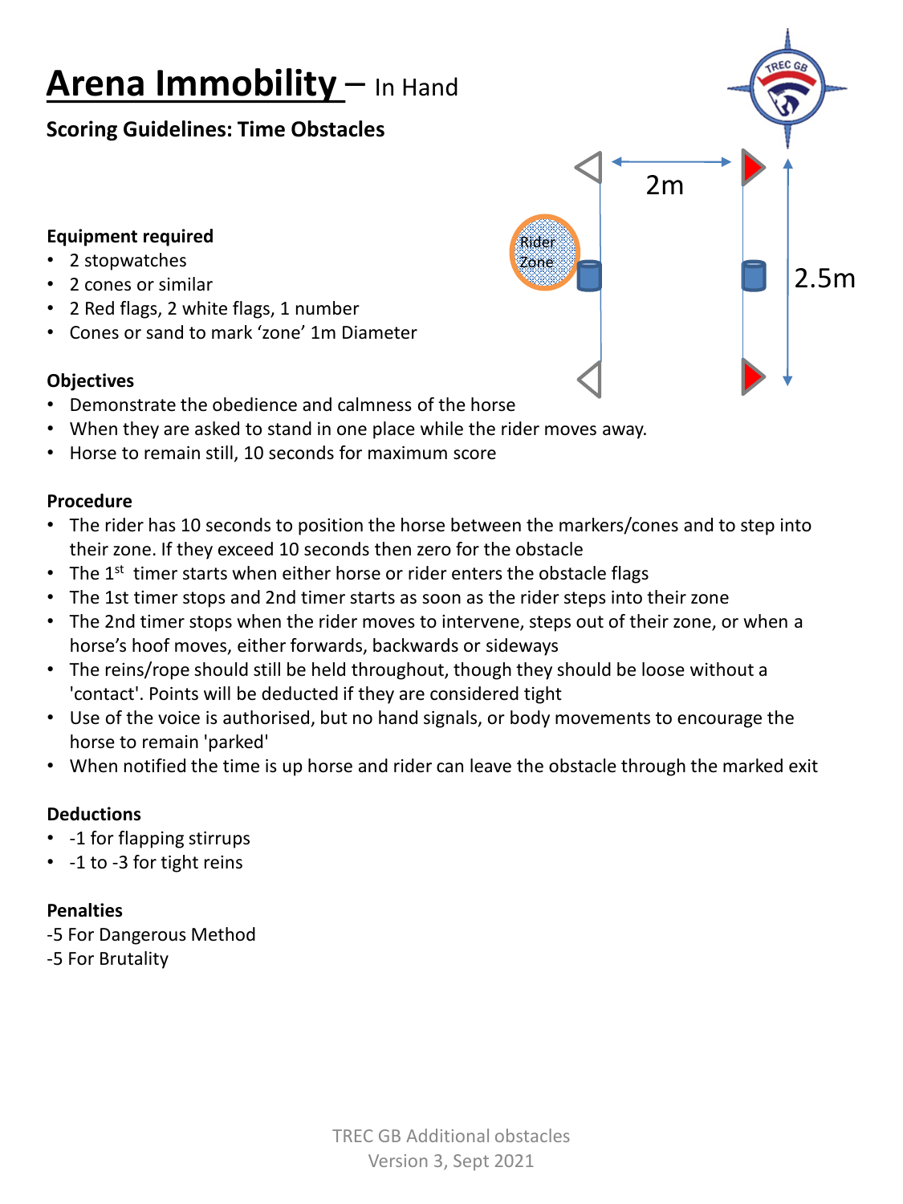# Arena Immobility – In Hand

## Scoring Guidelines: Time Obstacles

### Equipment required

- 2 stopwatches
- 2 cones or similar
- 2 Red flags, 2 white flags, 1 number
- Cones or sand to mark 'zone' 1m Diameter

### Objectives

- Demonstrate the obedience and calmness of the horse
- When they are asked to stand in one place while the rider moves away.
- Horse to remain still, 10 seconds for maximum score

### Procedure

- The rider has 10 seconds to position the horse between the markers/cones and to step into their zone. If they exceed 10 seconds then zero for the obstacle
- The 1st timer starts when either horse or rider enters the obstacle flags
- The 1st timer stops and 2nd timer starts as soon as the rider steps into their zone
- The 2nd timer stops when the rider moves to intervene, steps out of their zone, or when a horse's hoof moves, either forwards, backwards or sideways
- The reins/rope should still be held throughout, though they should be loose without a 'contact'. Points will be deducted if they are considered tight
- Use of the voice is authorised, but no hand signals, or body movements to encourage the horse to remain 'parked'
- When notified the time is up horse and rider can leave the obstacle through the marked exit

### Deductions

- -1 for flapping stirrups
- -1 to -3 for tight reins

### Penalties

-5 For Dangerous Method

-5 For Brutality

TREC GB Additional obstacles
Version 3, Sept 2021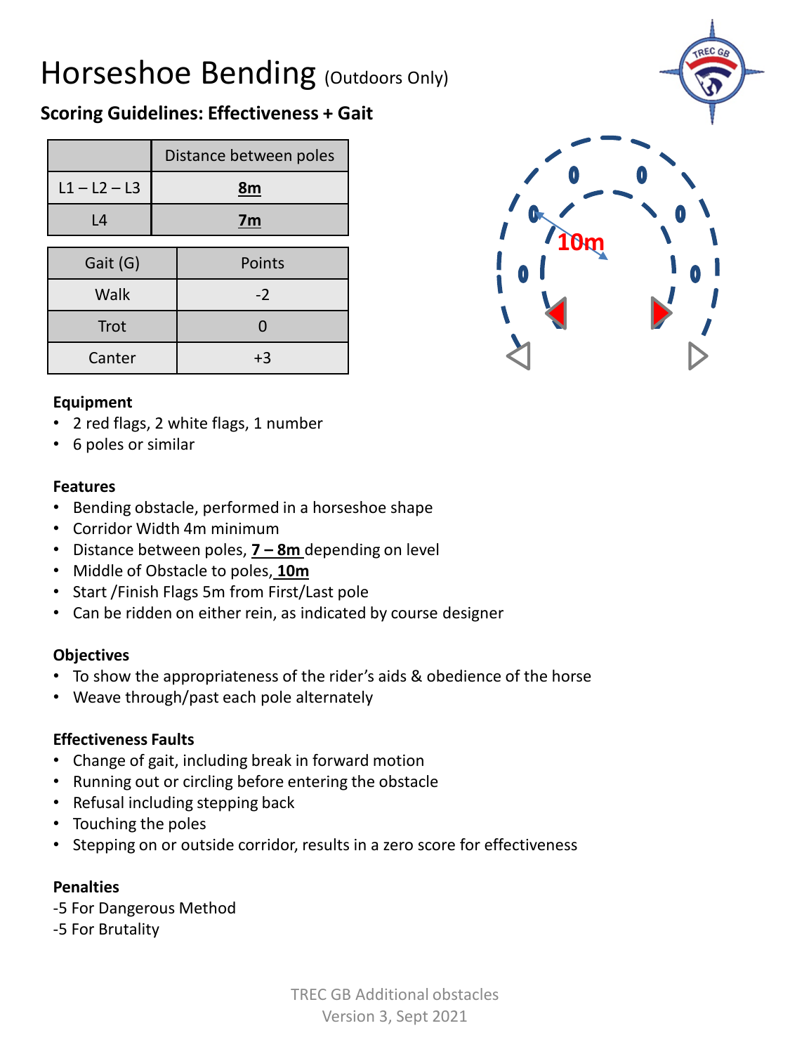# Horseshoe Bending (Outdoors Only)

**Scoring Guidelines: Effectiveness + Gait**

| | Distance between poles |
|---|---|
| L1 – L2 – L3 | **8m** |
| L4 | **7m** |

| Gait (G) | Points |
|---|---|
| Walk | -2 |
| Trot | 0 |
| Canter | +3 |

10m

**Equipment**

- 2 red flags, 2 white flags, 1 number
- 6 poles or similar

**Features**

- Bending obstacle, performed in a horseshoe shape
- Corridor Width 4m minimum
- Distance between poles, **7 – 8m** depending on level
- Middle of Obstacle to poles, **10m**
- Start /Finish Flags 5m from First/Last pole
- Can be ridden on either rein, as indicated by course designer

**Objectives**

- To show the appropriateness of the rider's aids & obedience of the horse
- Weave through/past each pole alternately

**Effectiveness Faults**

- Change of gait, including break in forward motion
- Running out or circling before entering the obstacle
- Refusal including stepping back
- Touching the poles
- Stepping on or outside corridor, results in a zero score for effectiveness

**Penalties**

-5 For Dangerous Method

-5 For Brutality

TREC GB Additional obstacles
Version 3, Sept 2021